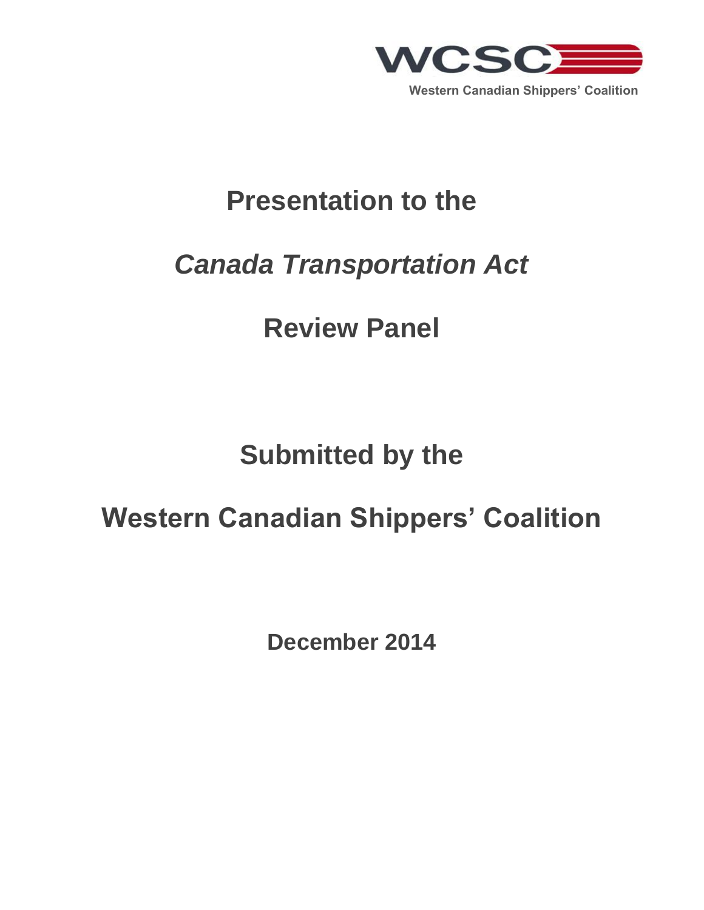WCSC

Western Canadian Shippers' Coalition

# Presentation to the

# *Canada Transportation Act*

# Review Panel

## Submitted by the

## Western Canadian Shippers' Coalition

**December 2014**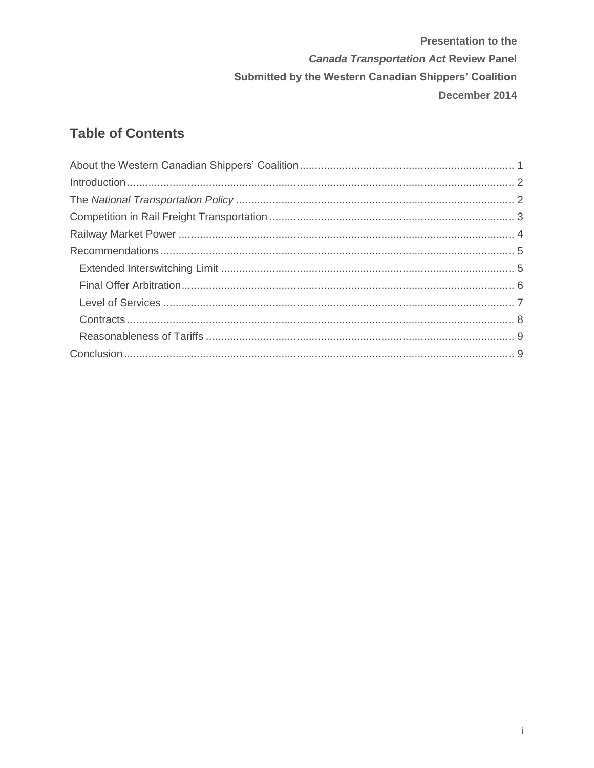**Presentation to the**

***Canada Transportation Act* Review Panel**

**Submitted by the Western Canadian Shippers' Coalition**

**December 2014**

## Table of Contents

About the Western Canadian Shippers' Coalition ....... 1
Introduction ....... 2
The *National Transportation Policy* ....... 2
Competition in Rail Freight Transportation ....... 3
Railway Market Power ....... 4
Recommendations ....... 5
- Extended Interswitching Limit ....... 5
- Final Offer Arbitration ....... 6
- Level of Services ....... 7
- Contracts ....... 8
- Reasonableness of Tariffs ....... 9

Conclusion ....... 9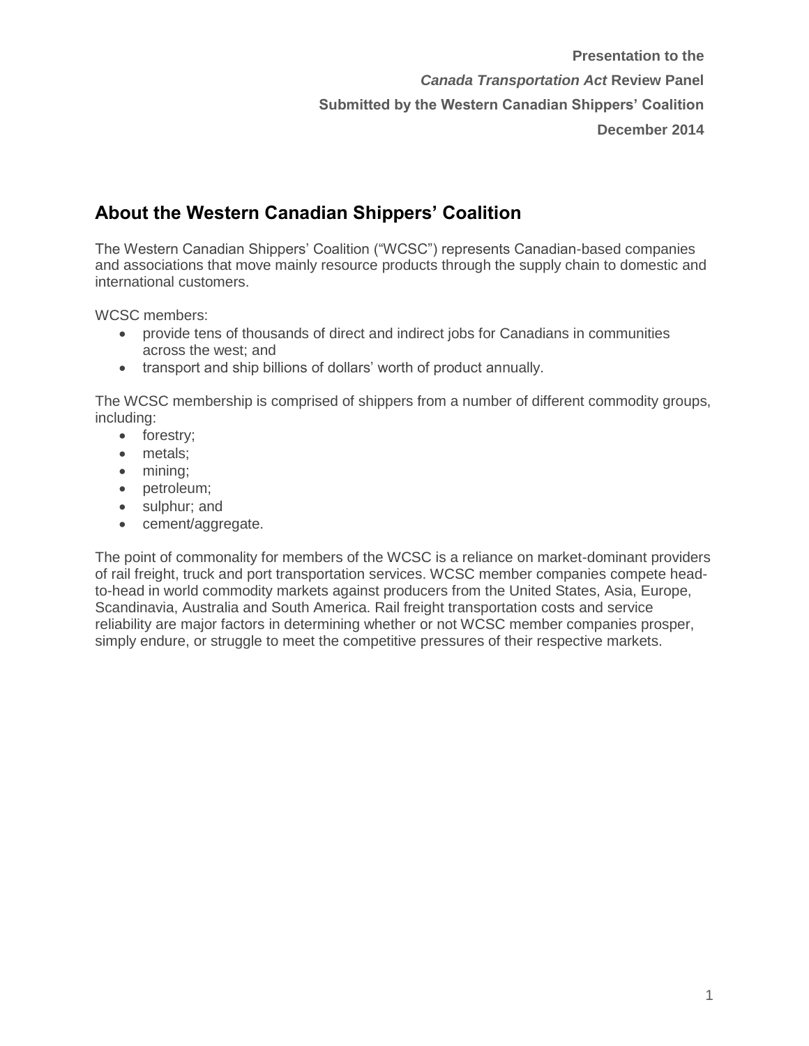**Presentation to the**

***Canada Transportation Act* Review Panel**

**Submitted by the Western Canadian Shippers' Coalition**

**December 2014**

## About the Western Canadian Shippers' Coalition

The Western Canadian Shippers' Coalition ("WCSC") represents Canadian-based companies and associations that move mainly resource products through the supply chain to domestic and international customers.

WCSC members:

- provide tens of thousands of direct and indirect jobs for Canadians in communities across the west; and
- transport and ship billions of dollars' worth of product annually.

The WCSC membership is comprised of shippers from a number of different commodity groups, including:

- forestry;
- metals;
- mining;
- petroleum;
- sulphur; and
- cement/aggregate.

The point of commonality for members of the WCSC is a reliance on market-dominant providers of rail freight, truck and port transportation services. WCSC member companies compete head-to-head in world commodity markets against producers from the United States, Asia, Europe, Scandinavia, Australia and South America. Rail freight transportation costs and service reliability are major factors in determining whether or not WCSC member companies prosper, simply endure, or struggle to meet the competitive pressures of their respective markets.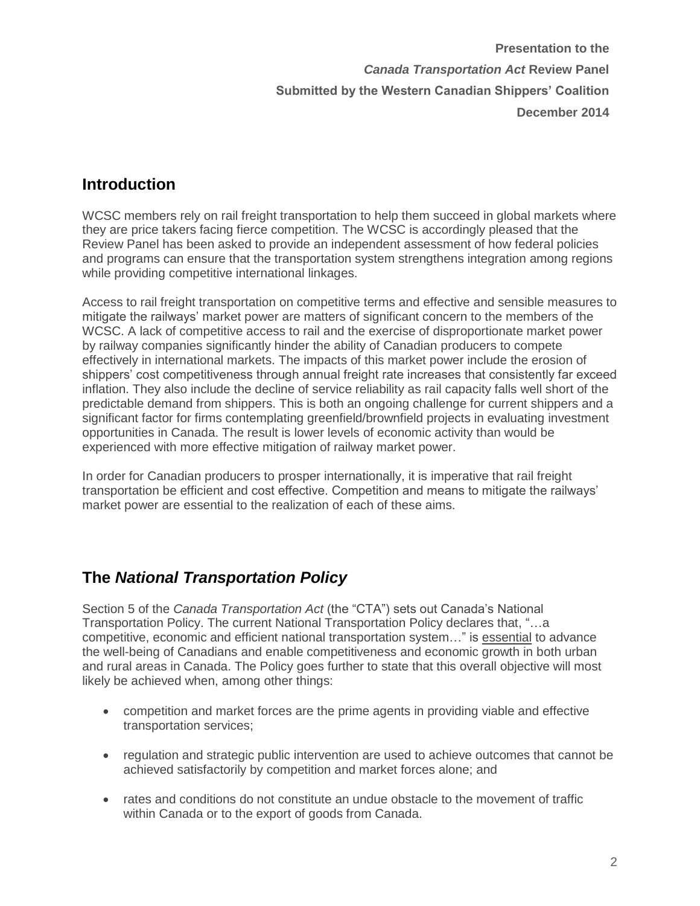**Presentation to the**

***Canada Transportation Act* Review Panel**

**Submitted by the Western Canadian Shippers' Coalition**

**December 2014**

## Introduction

WCSC members rely on rail freight transportation to help them succeed in global markets where they are price takers facing fierce competition. The WCSC is accordingly pleased that the Review Panel has been asked to provide an independent assessment of how federal policies and programs can ensure that the transportation system strengthens integration among regions while providing competitive international linkages.

Access to rail freight transportation on competitive terms and effective and sensible measures to mitigate the railways' market power are matters of significant concern to the members of the WCSC. A lack of competitive access to rail and the exercise of disproportionate market power by railway companies significantly hinder the ability of Canadian producers to compete effectively in international markets. The impacts of this market power include the erosion of shippers' cost competitiveness through annual freight rate increases that consistently far exceed inflation. They also include the decline of service reliability as rail capacity falls well short of the predictable demand from shippers. This is both an ongoing challenge for current shippers and a significant factor for firms contemplating greenfield/brownfield projects in evaluating investment opportunities in Canada. The result is lower levels of economic activity than would be experienced with more effective mitigation of railway market power.

In order for Canadian producers to prosper internationally, it is imperative that rail freight transportation be efficient and cost effective. Competition and means to mitigate the railways' market power are essential to the realization of each of these aims.

## The *National Transportation Policy*

Section 5 of the *Canada Transportation Act* (the "CTA") sets out Canada's National Transportation Policy. The current National Transportation Policy declares that, "…a competitive, economic and efficient national transportation system…" is <u>essential</u> to advance the well-being of Canadians and enable competitiveness and economic growth in both urban and rural areas in Canada. The Policy goes further to state that this overall objective will most likely be achieved when, among other things:

- competition and market forces are the prime agents in providing viable and effective transportation services;
- regulation and strategic public intervention are used to achieve outcomes that cannot be achieved satisfactorily by competition and market forces alone; and
- rates and conditions do not constitute an undue obstacle to the movement of traffic within Canada or to the export of goods from Canada.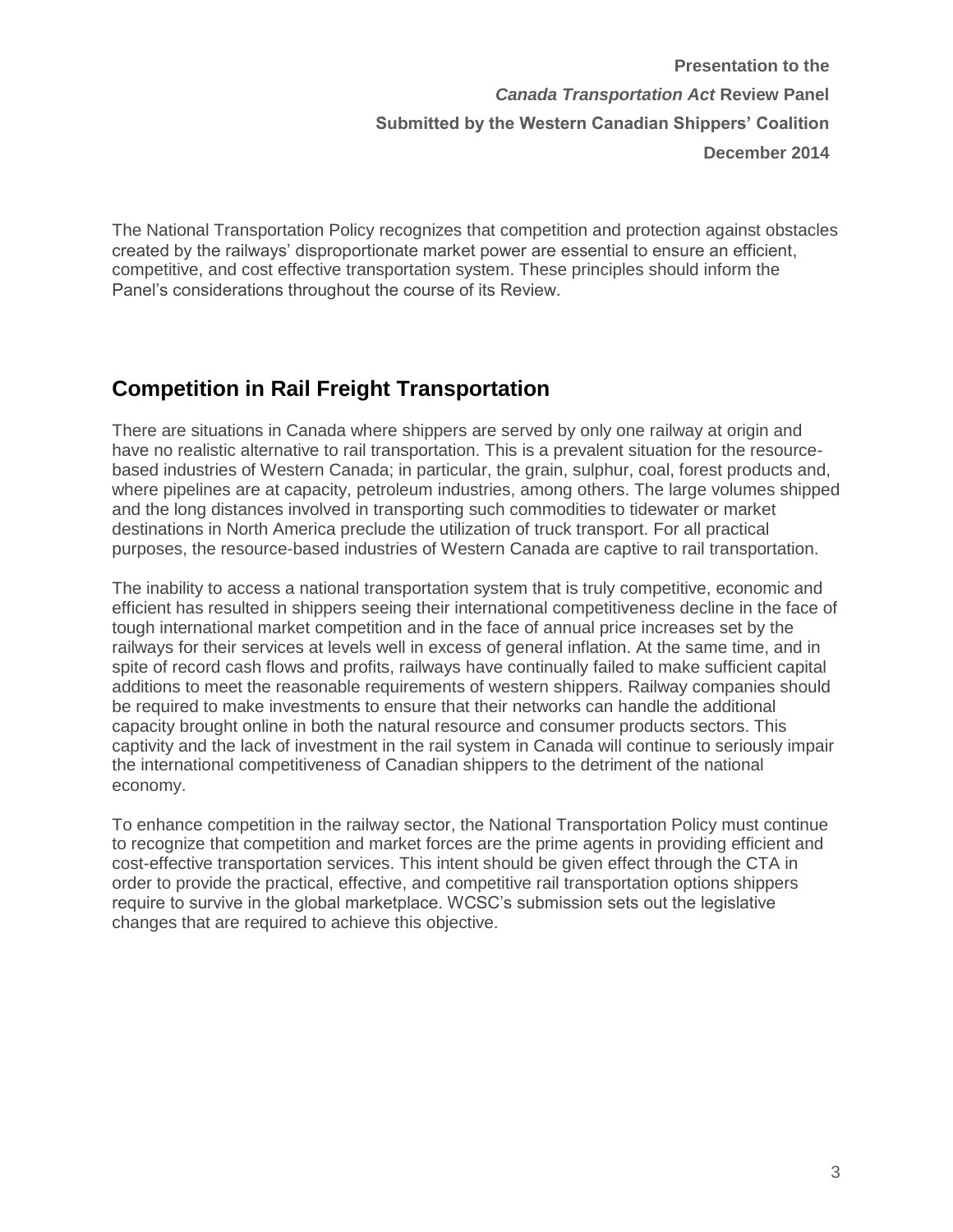The National Transportation Policy recognizes that competition and protection against obstacles created by the railways' disproportionate market power are essential to ensure an efficient, competitive, and cost effective transportation system. These principles should inform the Panel's considerations throughout the course of its Review.

## Competition in Rail Freight Transportation

There are situations in Canada where shippers are served by only one railway at origin and have no realistic alternative to rail transportation. This is a prevalent situation for the resource-based industries of Western Canada; in particular, the grain, sulphur, coal, forest products and, where pipelines are at capacity, petroleum industries, among others. The large volumes shipped and the long distances involved in transporting such commodities to tidewater or market destinations in North America preclude the utilization of truck transport. For all practical purposes, the resource-based industries of Western Canada are captive to rail transportation.

The inability to access a national transportation system that is truly competitive, economic and efficient has resulted in shippers seeing their international competitiveness decline in the face of tough international market competition and in the face of annual price increases set by the railways for their services at levels well in excess of general inflation. At the same time, and in spite of record cash flows and profits, railways have continually failed to make sufficient capital additions to meet the reasonable requirements of western shippers. Railway companies should be required to make investments to ensure that their networks can handle the additional capacity brought online in both the natural resource and consumer products sectors. This captivity and the lack of investment in the rail system in Canada will continue to seriously impair the international competitiveness of Canadian shippers to the detriment of the national economy.

To enhance competition in the railway sector, the National Transportation Policy must continue to recognize that competition and market forces are the prime agents in providing efficient and cost-effective transportation services. This intent should be given effect through the CTA in order to provide the practical, effective, and competitive rail transportation options shippers require to survive in the global marketplace. WCSC's submission sets out the legislative changes that are required to achieve this objective.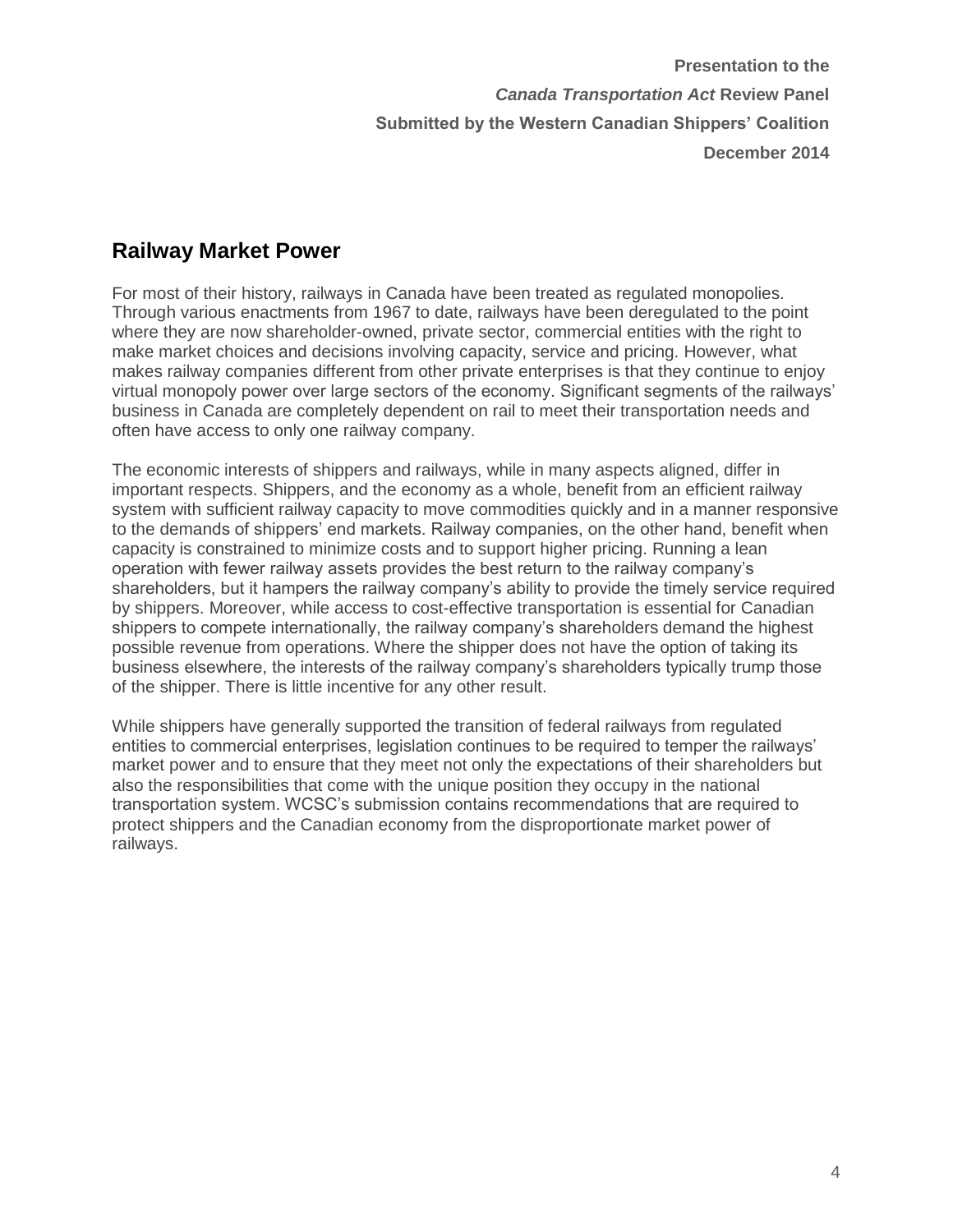## Railway Market Power

For most of their history, railways in Canada have been treated as regulated monopolies. Through various enactments from 1967 to date, railways have been deregulated to the point where they are now shareholder-owned, private sector, commercial entities with the right to make market choices and decisions involving capacity, service and pricing. However, what makes railway companies different from other private enterprises is that they continue to enjoy virtual monopoly power over large sectors of the economy. Significant segments of the railways' business in Canada are completely dependent on rail to meet their transportation needs and often have access to only one railway company.

The economic interests of shippers and railways, while in many aspects aligned, differ in important respects. Shippers, and the economy as a whole, benefit from an efficient railway system with sufficient railway capacity to move commodities quickly and in a manner responsive to the demands of shippers' end markets. Railway companies, on the other hand, benefit when capacity is constrained to minimize costs and to support higher pricing. Running a lean operation with fewer railway assets provides the best return to the railway company's shareholders, but it hampers the railway company's ability to provide the timely service required by shippers. Moreover, while access to cost-effective transportation is essential for Canadian shippers to compete internationally, the railway company's shareholders demand the highest possible revenue from operations. Where the shipper does not have the option of taking its business elsewhere, the interests of the railway company's shareholders typically trump those of the shipper. There is little incentive for any other result.

While shippers have generally supported the transition of federal railways from regulated entities to commercial enterprises, legislation continues to be required to temper the railways' market power and to ensure that they meet not only the expectations of their shareholders but also the responsibilities that come with the unique position they occupy in the national transportation system. WCSC's submission contains recommendations that are required to protect shippers and the Canadian economy from the disproportionate market power of railways.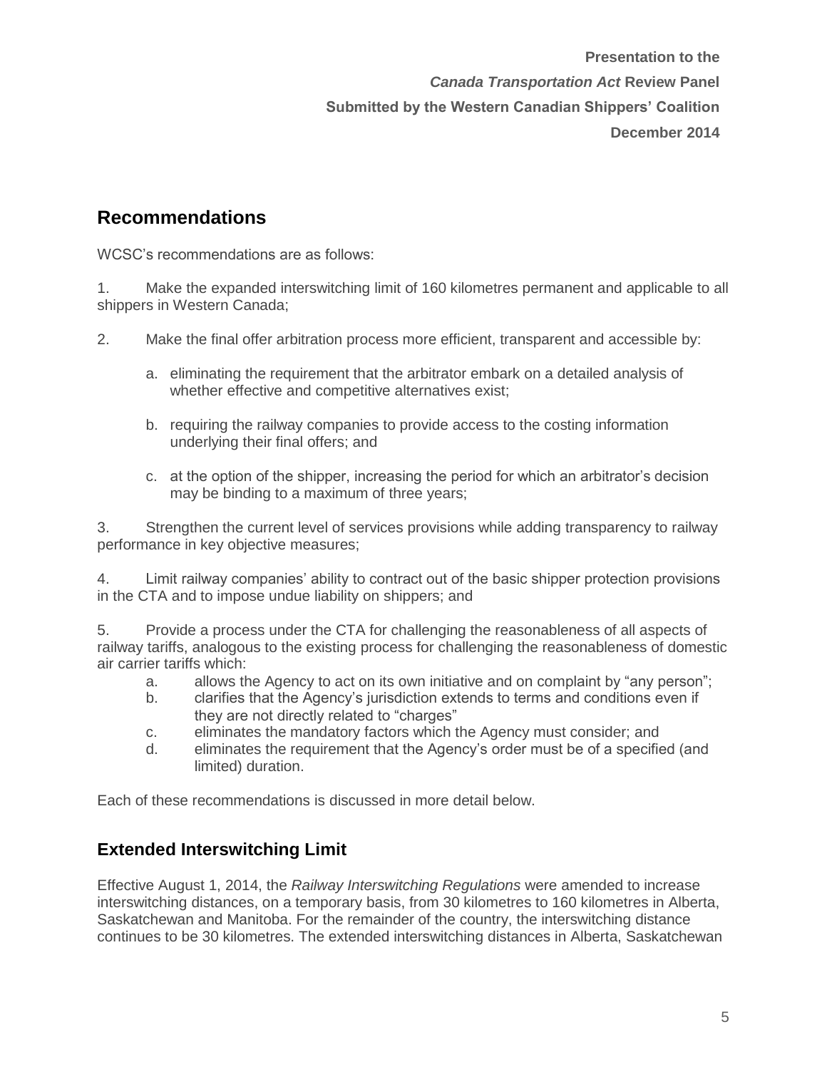Presentation to the

*Canada Transportation Act* Review Panel

Submitted by the Western Canadian Shippers' Coalition

December 2014

## Recommendations

WCSC's recommendations are as follows:

1. Make the expanded interswitching limit of 160 kilometres permanent and applicable to all shippers in Western Canada;

2. Make the final offer arbitration process more efficient, transparent and accessible by:

   a. eliminating the requirement that the arbitrator embark on a detailed analysis of whether effective and competitive alternatives exist;

   b. requiring the railway companies to provide access to the costing information underlying their final offers; and

   c. at the option of the shipper, increasing the period for which an arbitrator's decision may be binding to a maximum of three years;

3. Strengthen the current level of services provisions while adding transparency to railway performance in key objective measures;

4. Limit railway companies' ability to contract out of the basic shipper protection provisions in the CTA and to impose undue liability on shippers; and

5. Provide a process under the CTA for challenging the reasonableness of all aspects of railway tariffs, analogous to the existing process for challenging the reasonableness of domestic air carrier tariffs which:

   a. allows the Agency to act on its own initiative and on complaint by "any person";
   b. clarifies that the Agency's jurisdiction extends to terms and conditions even if they are not directly related to "charges"
   c. eliminates the mandatory factors which the Agency must consider; and
   d. eliminates the requirement that the Agency's order must be of a specified (and limited) duration.

Each of these recommendations is discussed in more detail below.

## Extended Interswitching Limit

Effective August 1, 2014, the *Railway Interswitching Regulations* were amended to increase interswitching distances, on a temporary basis, from 30 kilometres to 160 kilometres in Alberta, Saskatchewan and Manitoba. For the remainder of the country, the interswitching distance continues to be 30 kilometres. The extended interswitching distances in Alberta, Saskatchewan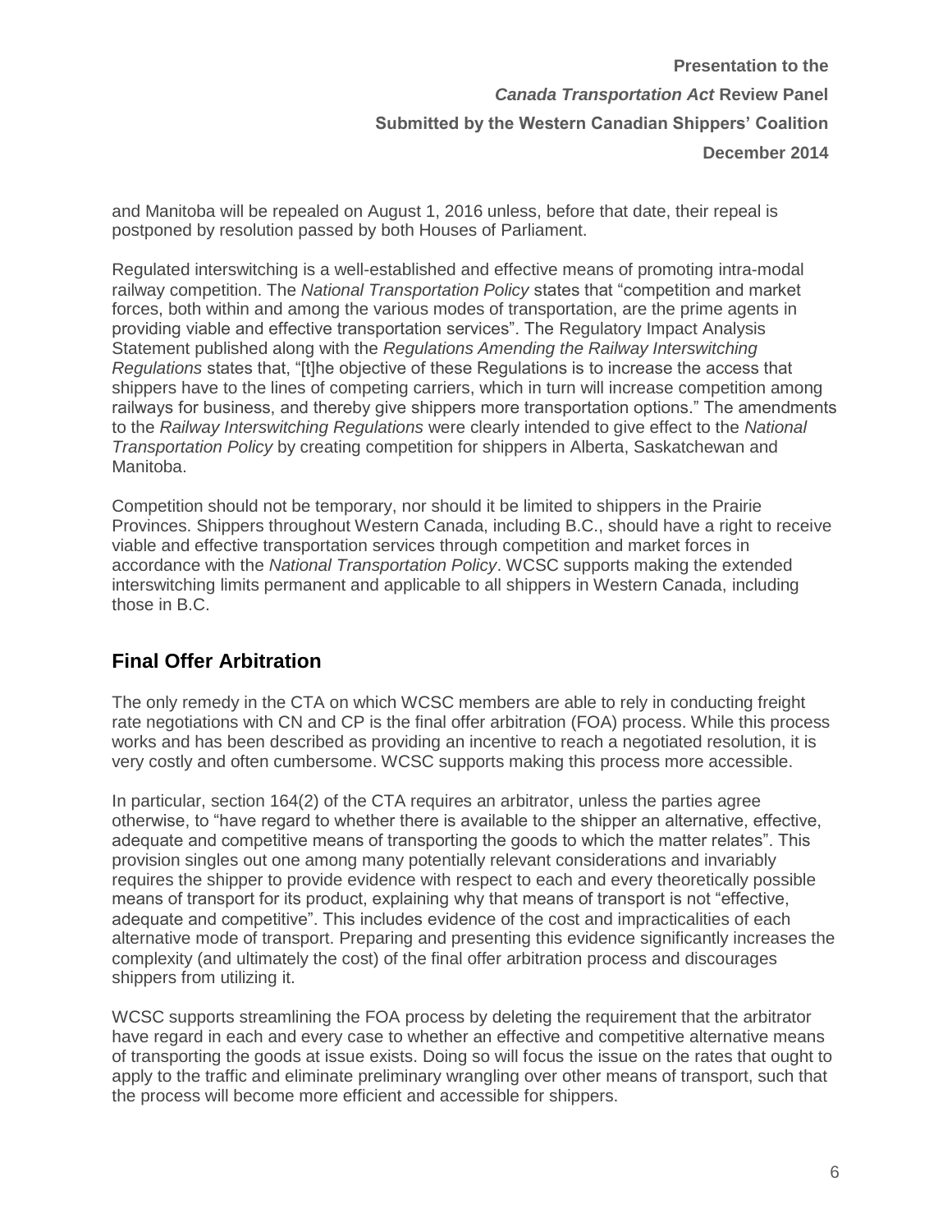and Manitoba will be repealed on August 1, 2016 unless, before that date, their repeal is postponed by resolution passed by both Houses of Parliament.

Regulated interswitching is a well-established and effective means of promoting intra-modal railway competition. The *National Transportation Policy* states that "competition and market forces, both within and among the various modes of transportation, are the prime agents in providing viable and effective transportation services". The Regulatory Impact Analysis Statement published along with the *Regulations Amending the Railway Interswitching Regulations* states that, "[t]he objective of these Regulations is to increase the access that shippers have to the lines of competing carriers, which in turn will increase competition among railways for business, and thereby give shippers more transportation options." The amendments to the *Railway Interswitching Regulations* were clearly intended to give effect to the *National Transportation Policy* by creating competition for shippers in Alberta, Saskatchewan and Manitoba.

Competition should not be temporary, nor should it be limited to shippers in the Prairie Provinces. Shippers throughout Western Canada, including B.C., should have a right to receive viable and effective transportation services through competition and market forces in accordance with the *National Transportation Policy*. WCSC supports making the extended interswitching limits permanent and applicable to all shippers in Western Canada, including those in B.C.

## Final Offer Arbitration

The only remedy in the CTA on which WCSC members are able to rely in conducting freight rate negotiations with CN and CP is the final offer arbitration (FOA) process. While this process works and has been described as providing an incentive to reach a negotiated resolution, it is very costly and often cumbersome. WCSC supports making this process more accessible.

In particular, section 164(2) of the CTA requires an arbitrator, unless the parties agree otherwise, to "have regard to whether there is available to the shipper an alternative, effective, adequate and competitive means of transporting the goods to which the matter relates". This provision singles out one among many potentially relevant considerations and invariably requires the shipper to provide evidence with respect to each and every theoretically possible means of transport for its product, explaining why that means of transport is not "effective, adequate and competitive". This includes evidence of the cost and impracticalities of each alternative mode of transport. Preparing and presenting this evidence significantly increases the complexity (and ultimately the cost) of the final offer arbitration process and discourages shippers from utilizing it.

WCSC supports streamlining the FOA process by deleting the requirement that the arbitrator have regard in each and every case to whether an effective and competitive alternative means of transporting the goods at issue exists. Doing so will focus the issue on the rates that ought to apply to the traffic and eliminate preliminary wrangling over other means of transport, such that the process will become more efficient and accessible for shippers.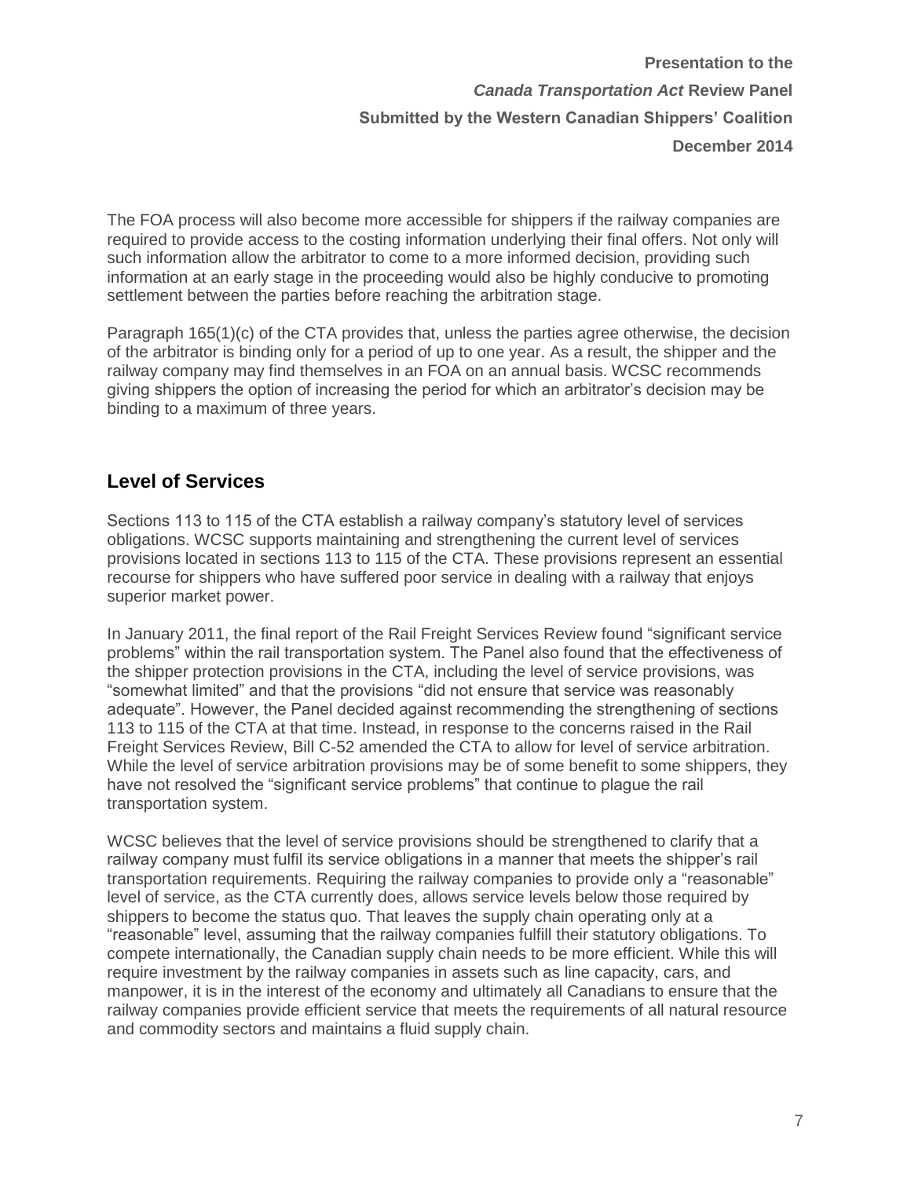The FOA process will also become more accessible for shippers if the railway companies are required to provide access to the costing information underlying their final offers. Not only will such information allow the arbitrator to come to a more informed decision, providing such information at an early stage in the proceeding would also be highly conducive to promoting settlement between the parties before reaching the arbitration stage.

Paragraph 165(1)(c) of the CTA provides that, unless the parties agree otherwise, the decision of the arbitrator is binding only for a period of up to one year. As a result, the shipper and the railway company may find themselves in an FOA on an annual basis. WCSC recommends giving shippers the option of increasing the period for which an arbitrator's decision may be binding to a maximum of three years.

## Level of Services

Sections 113 to 115 of the CTA establish a railway company's statutory level of services obligations. WCSC supports maintaining and strengthening the current level of services provisions located in sections 113 to 115 of the CTA. These provisions represent an essential recourse for shippers who have suffered poor service in dealing with a railway that enjoys superior market power.

In January 2011, the final report of the Rail Freight Services Review found "significant service problems" within the rail transportation system. The Panel also found that the effectiveness of the shipper protection provisions in the CTA, including the level of service provisions, was "somewhat limited" and that the provisions "did not ensure that service was reasonably adequate". However, the Panel decided against recommending the strengthening of sections 113 to 115 of the CTA at that time. Instead, in response to the concerns raised in the Rail Freight Services Review, Bill C-52 amended the CTA to allow for level of service arbitration. While the level of service arbitration provisions may be of some benefit to some shippers, they have not resolved the "significant service problems" that continue to plague the rail transportation system.

WCSC believes that the level of service provisions should be strengthened to clarify that a railway company must fulfil its service obligations in a manner that meets the shipper's rail transportation requirements. Requiring the railway companies to provide only a "reasonable" level of service, as the CTA currently does, allows service levels below those required by shippers to become the status quo. That leaves the supply chain operating only at a "reasonable" level, assuming that the railway companies fulfill their statutory obligations. To compete internationally, the Canadian supply chain needs to be more efficient. While this will require investment by the railway companies in assets such as line capacity, cars, and manpower, it is in the interest of the economy and ultimately all Canadians to ensure that the railway companies provide efficient service that meets the requirements of all natural resource and commodity sectors and maintains a fluid supply chain.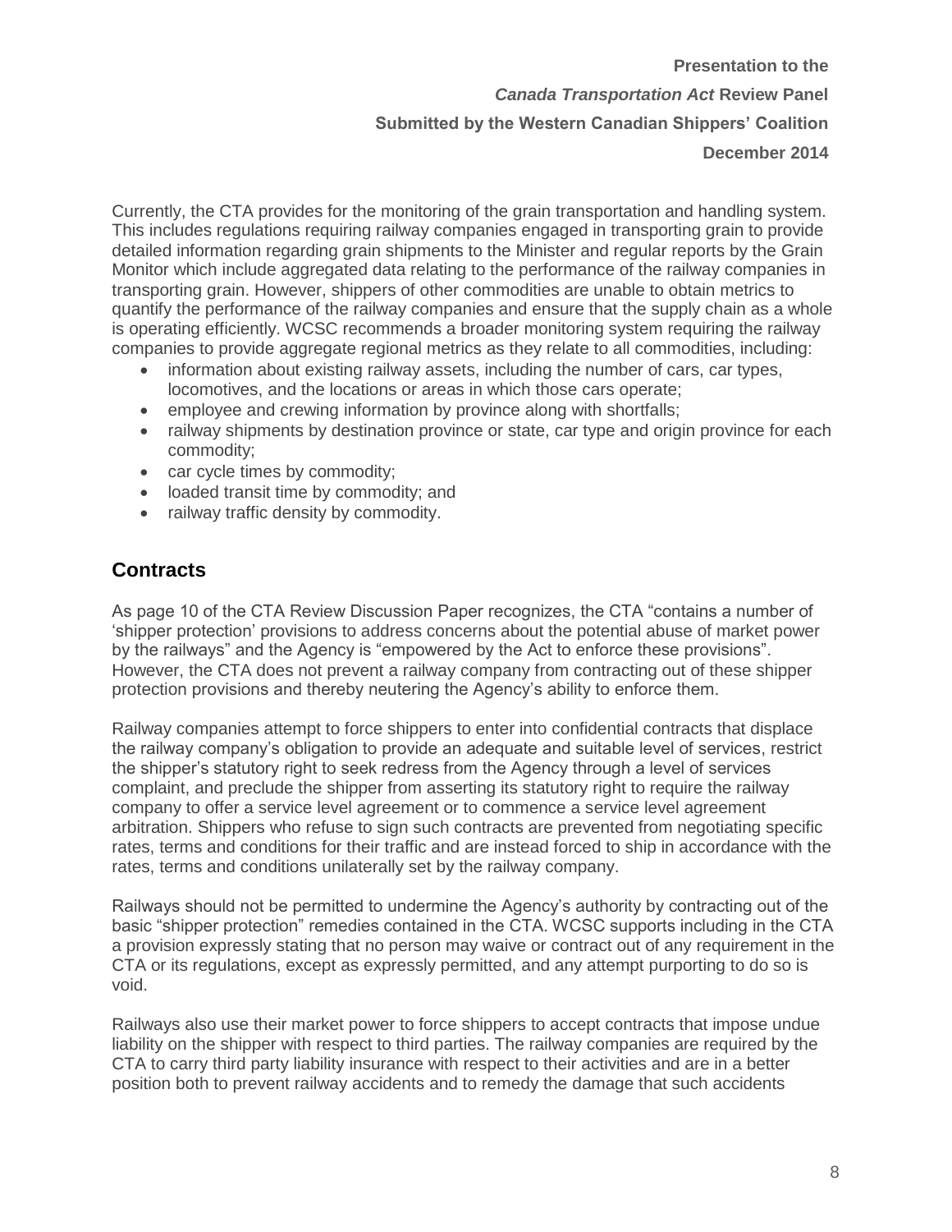Currently, the CTA provides for the monitoring of the grain transportation and handling system. This includes regulations requiring railway companies engaged in transporting grain to provide detailed information regarding grain shipments to the Minister and regular reports by the Grain Monitor which include aggregated data relating to the performance of the railway companies in transporting grain. However, shippers of other commodities are unable to obtain metrics to quantify the performance of the railway companies and ensure that the supply chain as a whole is operating efficiently. WCSC recommends a broader monitoring system requiring the railway companies to provide aggregate regional metrics as they relate to all commodities, including:

- information about existing railway assets, including the number of cars, car types, locomotives, and the locations or areas in which those cars operate;
- employee and crewing information by province along with shortfalls;
- railway shipments by destination province or state, car type and origin province for each commodity;
- car cycle times by commodity;
- loaded transit time by commodity; and
- railway traffic density by commodity.

## Contracts

As page 10 of the CTA Review Discussion Paper recognizes, the CTA "contains a number of 'shipper protection' provisions to address concerns about the potential abuse of market power by the railways" and the Agency is "empowered by the Act to enforce these provisions". However, the CTA does not prevent a railway company from contracting out of these shipper protection provisions and thereby neutering the Agency's ability to enforce them.

Railway companies attempt to force shippers to enter into confidential contracts that displace the railway company's obligation to provide an adequate and suitable level of services, restrict the shipper's statutory right to seek redress from the Agency through a level of services complaint, and preclude the shipper from asserting its statutory right to require the railway company to offer a service level agreement or to commence a service level agreement arbitration. Shippers who refuse to sign such contracts are prevented from negotiating specific rates, terms and conditions for their traffic and are instead forced to ship in accordance with the rates, terms and conditions unilaterally set by the railway company.

Railways should not be permitted to undermine the Agency's authority by contracting out of the basic "shipper protection" remedies contained in the CTA. WCSC supports including in the CTA a provision expressly stating that no person may waive or contract out of any requirement in the CTA or its regulations, except as expressly permitted, and any attempt purporting to do so is void.

Railways also use their market power to force shippers to accept contracts that impose undue liability on the shipper with respect to third parties. The railway companies are required by the CTA to carry third party liability insurance with respect to their activities and are in a better position both to prevent railway accidents and to remedy the damage that such accidents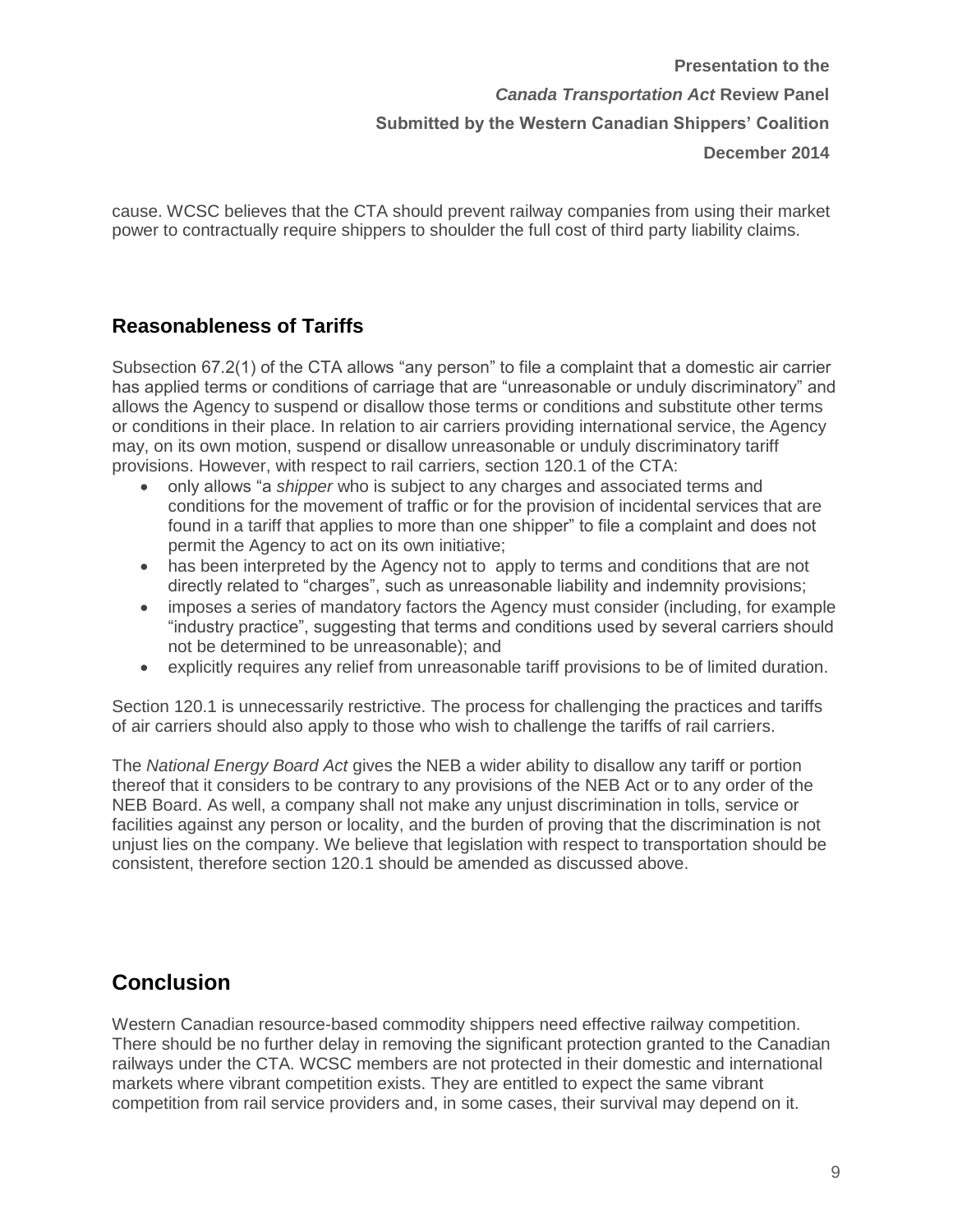cause. WCSC believes that the CTA should prevent railway companies from using their market power to contractually require shippers to shoulder the full cost of third party liability claims.

## Reasonableness of Tariffs

Subsection 67.2(1) of the CTA allows "any person" to file a complaint that a domestic air carrier has applied terms or conditions of carriage that are "unreasonable or unduly discriminatory" and allows the Agency to suspend or disallow those terms or conditions and substitute other terms or conditions in their place. In relation to air carriers providing international service, the Agency may, on its own motion, suspend or disallow unreasonable or unduly discriminatory tariff provisions. However, with respect to rail carriers, section 120.1 of the CTA:

- only allows "a *shipper* who is subject to any charges and associated terms and conditions for the movement of traffic or for the provision of incidental services that are found in a tariff that applies to more than one shipper" to file a complaint and does not permit the Agency to act on its own initiative;
- has been interpreted by the Agency not to apply to terms and conditions that are not directly related to "charges", such as unreasonable liability and indemnity provisions;
- imposes a series of mandatory factors the Agency must consider (including, for example "industry practice", suggesting that terms and conditions used by several carriers should not be determined to be unreasonable); and
- explicitly requires any relief from unreasonable tariff provisions to be of limited duration.

Section 120.1 is unnecessarily restrictive. The process for challenging the practices and tariffs of air carriers should also apply to those who wish to challenge the tariffs of rail carriers.

The *National Energy Board Act* gives the NEB a wider ability to disallow any tariff or portion thereof that it considers to be contrary to any provisions of the NEB Act or to any order of the NEB Board. As well, a company shall not make any unjust discrimination in tolls, service or facilities against any person or locality, and the burden of proving that the discrimination is not unjust lies on the company. We believe that legislation with respect to transportation should be consistent, therefore section 120.1 should be amended as discussed above.

# Conclusion

Western Canadian resource-based commodity shippers need effective railway competition. There should be no further delay in removing the significant protection granted to the Canadian railways under the CTA. WCSC members are not protected in their domestic and international markets where vibrant competition exists. They are entitled to expect the same vibrant competition from rail service providers and, in some cases, their survival may depend on it.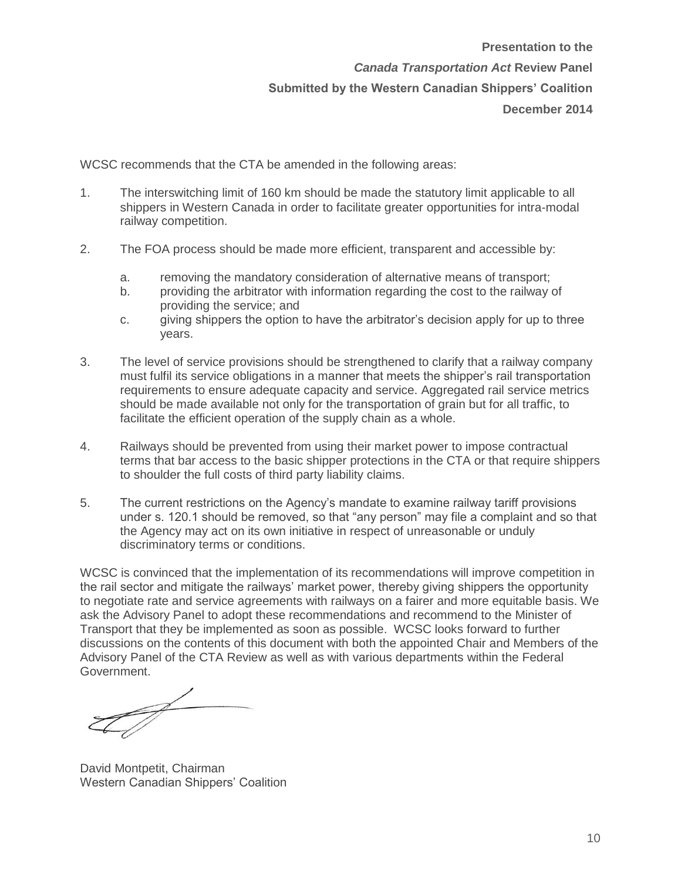**Presentation to the**

***Canada Transportation Act* Review Panel**

**Submitted by the Western Canadian Shippers' Coalition**

**December 2014**

WCSC recommends that the CTA be amended in the following areas:

1. The interswitching limit of 160 km should be made the statutory limit applicable to all shippers in Western Canada in order to facilitate greater opportunities for intra-modal railway competition.

2. The FOA process should be made more efficient, transparent and accessible by:

   a. removing the mandatory consideration of alternative means of transport;
   
   b. providing the arbitrator with information regarding the cost to the railway of providing the service; and
   
   c. giving shippers the option to have the arbitrator's decision apply for up to three years.

3. The level of service provisions should be strengthened to clarify that a railway company must fulfil its service obligations in a manner that meets the shipper's rail transportation requirements to ensure adequate capacity and service. Aggregated rail service metrics should be made available not only for the transportation of grain but for all traffic, to facilitate the efficient operation of the supply chain as a whole.

4. Railways should be prevented from using their market power to impose contractual terms that bar access to the basic shipper protections in the CTA or that require shippers to shoulder the full costs of third party liability claims.

5. The current restrictions on the Agency's mandate to examine railway tariff provisions under s. 120.1 should be removed, so that "any person" may file a complaint and so that the Agency may act on its own initiative in respect of unreasonable or unduly discriminatory terms or conditions.

WCSC is convinced that the implementation of its recommendations will improve competition in the rail sector and mitigate the railways' market power, thereby giving shippers the opportunity to negotiate rate and service agreements with railways on a fairer and more equitable basis. We ask the Advisory Panel to adopt these recommendations and recommend to the Minister of Transport that they be implemented as soon as possible. WCSC looks forward to further discussions on the contents of this document with both the appointed Chair and Members of the Advisory Panel of the CTA Review as well as with various departments within the Federal Government.

David Montpetit, Chairman
Western Canadian Shippers' Coalition